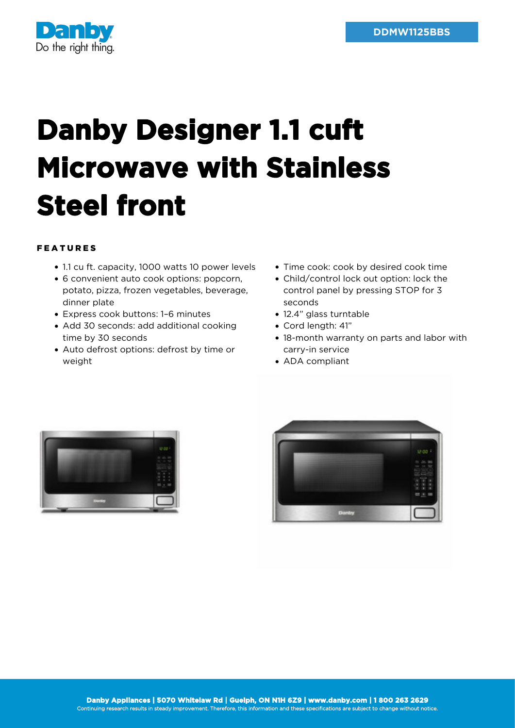Danby
Do the right thing.

DDMW1125BBS

# Danby Designer 1.1 cuft Microwave with Stainless Steel front

### FEATURES

- 1.1 cu ft. capacity, 1000 watts 10 power levels
- 6 convenient auto cook options: popcorn, potato, pizza, frozen vegetables, beverage, dinner plate
- Express cook buttons: 1–6 minutes
- Add 30 seconds: add additional cooking time by 30 seconds
- Auto defrost options: defrost by time or weight
- Time cook: cook by desired cook time
- Child/control lock out option: lock the control panel by pressing STOP for 3 seconds
- 12.4" glass turntable
- Cord length: 41"
- 18-month warranty on parts and labor with carry-in service
- ADA compliant

**Danby Appliances | 5070 Whitelaw Rd | Guelph, ON N1H 6Z9 | www.danby.com | 1 800 263 2629**
Continuing research results in steady improvement. Therefore, this information and these specifications are subject to change without notice.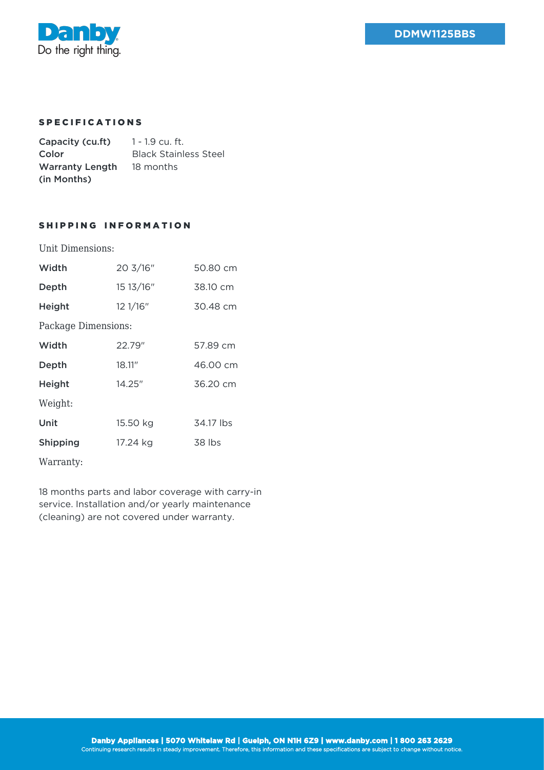DDMW1125BBS

## SPECIFICATIONS

| | |
|---|---|
| **Capacity (cu.ft)** | 1 - 1.9 cu. ft. |
| **Color** | Black Stainless Steel |
| **Warranty Length (in Months)** | 18 months |

## SHIPPING INFORMATION

| | | |
|---|---|---|
| Unit Dimensions: | | |
| **Width** | 20 3/16" | 50.80 cm |
| **Depth** | 15 13/16" | 38.10 cm |
| **Height** | 12 1/16" | 30.48 cm |
| Package Dimensions: | | |
| **Width** | 22.79" | 57.89 cm |
| **Depth** | 18.11" | 46.00 cm |
| **Height** | 14.25" | 36.20 cm |
| Weight: | | |
| **Unit** | 15.50 kg | 34.17 lbs |
| **Shipping** | 17.24 kg | 38 lbs |

Warranty:

18 months parts and labor coverage with carry-in service. Installation and/or yearly maintenance (cleaning) are not covered under warranty.

**Danby Appliances | 5070 Whitelaw Rd | Guelph, ON N1H 6Z9 | www.danby.com | 1 800 263 2629**
Continuing research results in steady improvement. Therefore, this information and these specifications are subject to change without notice.